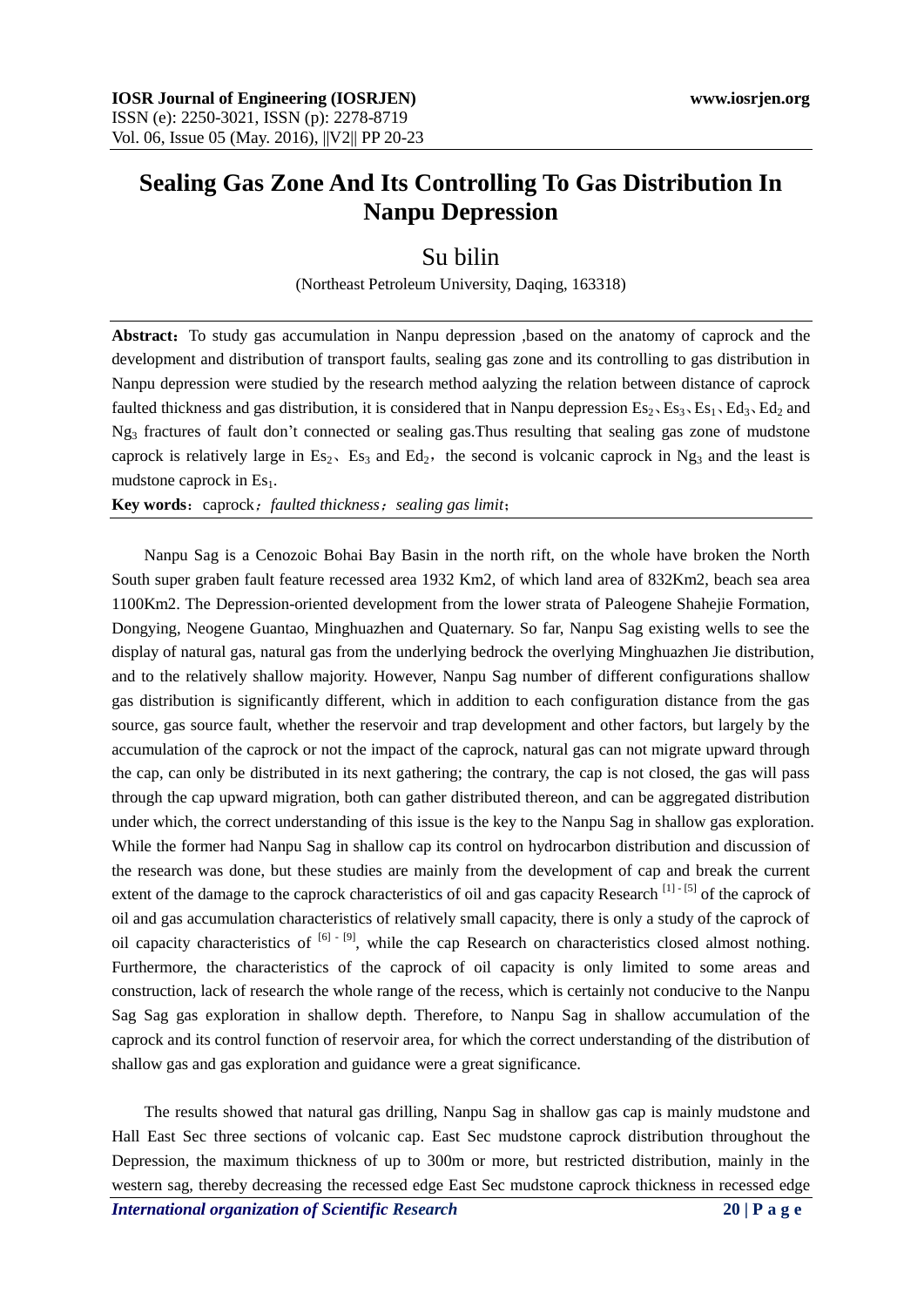# Sealing Gas Zone And Its Controlling To Gas Distribution In Nanpu Depression

Su bilin

(Northeast Petroleum University, Daqing, 163318)

**Abstract**：To study gas accumulation in Nanpu depression ,based on the anatomy of caprock and the development and distribution of transport faults, sealing gas zone and its controlling to gas distribution in Nanpu depression were studied by the research method aalyzing the relation between distance of caprock faulted thickness and gas distribution, it is considered that in Nanpu depression $Es_2$、$Es_3$、$Es_1$、$Ed_3$、$Ed_2$ and $Ng_3$ fractures of fault don't connected or sealing gas.Thus resulting that sealing gas zone of mudstone caprock is relatively large in $Es_2$、$Es_3$ and $Ed_2$，the second is volcanic caprock in $Ng_3$ and the least is mudstone caprock in $Es_1$.

**Key words**：caprock；*faulted thickness*；*sealing gas limit*；

Nanpu Sag is a Cenozoic Bohai Bay Basin in the north rift, on the whole have broken the North South super graben fault feature recessed area 1932 Km2, of which land area of 832Km2, beach sea area 1100Km2. The Depression-oriented development from the lower strata of Paleogene Shahejie Formation, Dongying, Neogene Guantao, Minghuazhen and Quaternary. So far, Nanpu Sag existing wells to see the display of natural gas, natural gas from the underlying bedrock the overlying Minghuazhen Jie distribution, and to the relatively shallow majority. However, Nanpu Sag number of different configurations shallow gas distribution is significantly different, which in addition to each configuration distance from the gas source, gas source fault, whether the reservoir and trap development and other factors, but largely by the accumulation of the caprock or not the impact of the caprock, natural gas can not migrate upward through the cap, can only be distributed in its next gathering; the contrary, the cap is not closed, the gas will pass through the cap upward migration, both can gather distributed thereon, and can be aggregated distribution under which, the correct understanding of this issue is the key to the Nanpu Sag in shallow gas exploration. While the former had Nanpu Sag in shallow cap its control on hydrocarbon distribution and discussion of the research was done, but these studies are mainly from the development of cap and break the current extent of the damage to the caprock characteristics of oil and gas capacity Research [1]-[5] of the caprock of oil and gas accumulation characteristics of relatively small capacity, there is only a study of the caprock of oil capacity characteristics of [6]-[9], while the cap Research on characteristics closed almost nothing. Furthermore, the characteristics of the caprock of oil capacity is only limited to some areas and construction, lack of research the whole range of the recess, which is certainly not conducive to the Nanpu Sag Sag gas exploration in shallow depth. Therefore, to Nanpu Sag in shallow accumulation of the caprock and its control function of reservoir area, for which the correct understanding of the distribution of shallow gas and gas exploration and guidance were a great significance.

The results showed that natural gas drilling, Nanpu Sag in shallow gas cap is mainly mudstone and Hall East Sec three sections of volcanic cap. East Sec mudstone caprock distribution throughout the Depression, the maximum thickness of up to 300m or more, but restricted distribution, mainly in the western sag, thereby decreasing the recessed edge East Sec mudstone caprock thickness in recessed edge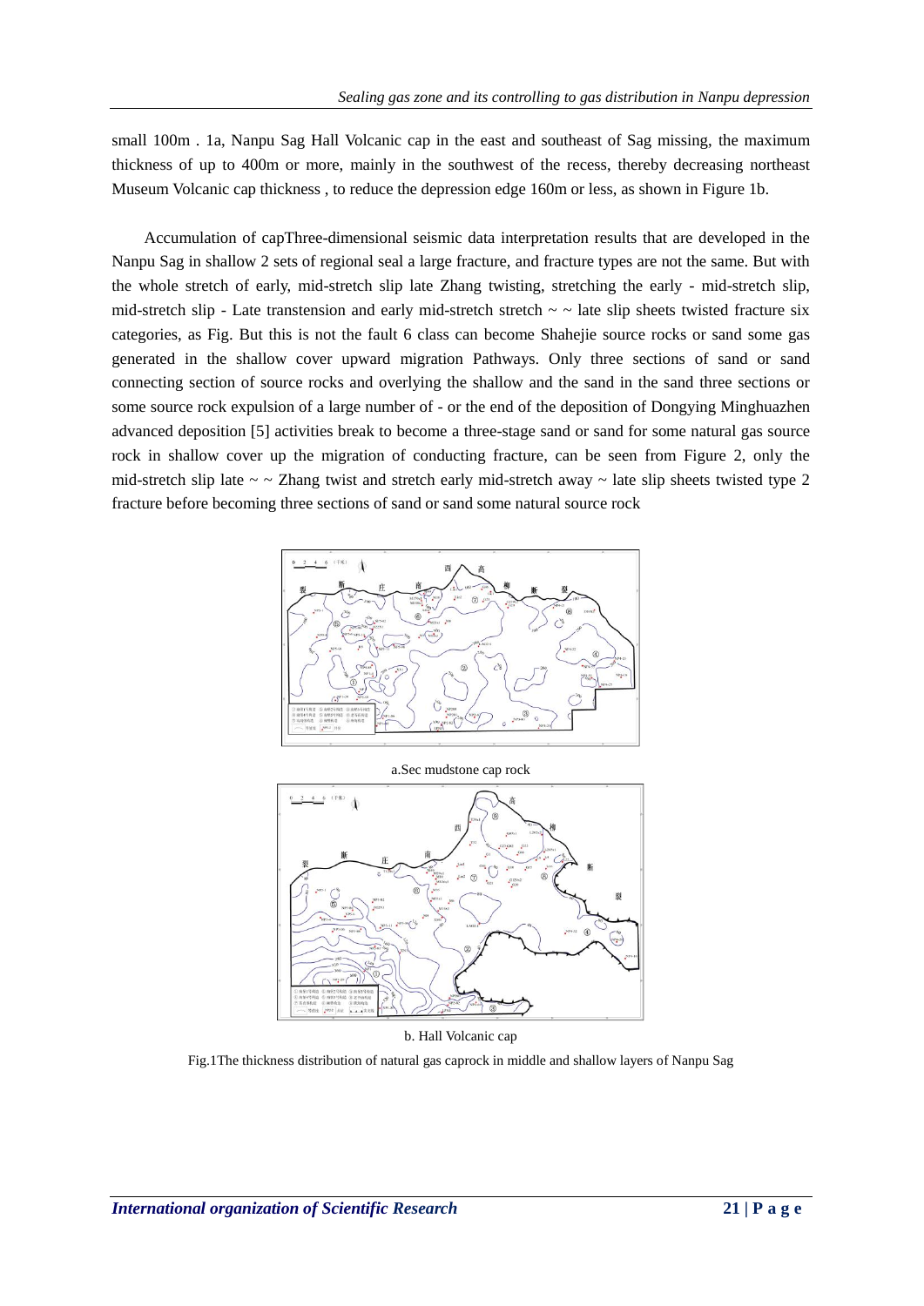small 100m . 1a, Nanpu Sag Hall Volcanic cap in the east and southeast of Sag missing, the maximum thickness of up to 400m or more, mainly in the southwest of the recess, thereby decreasing northeast Museum Volcanic cap thickness , to reduce the depression edge 160m or less, as shown in Figure 1b.

Accumulation of capThree-dimensional seismic data interpretation results that are developed in the Nanpu Sag in shallow 2 sets of regional seal a large fracture, and fracture types are not the same. But with the whole stretch of early, mid-stretch slip late Zhang twisting, stretching the early - mid-stretch slip, mid-stretch slip - Late transtension and early mid-stretch stretch ~ ~ late slip sheets twisted fracture six categories, as Fig. But this is not the fault 6 class can become Shahejie source rocks or sand some gas generated in the shallow cover upward migration Pathways. Only three sections of sand or sand connecting section of source rocks and overlying the shallow and the sand in the sand three sections or some source rock expulsion of a large number of - or the end of the deposition of Dongying Minghuazhen advanced deposition [5] activities break to become a three-stage sand or sand for some natural gas source rock in shallow cover up the migration of conducting fracture, can be seen from Figure 2, only the mid-stretch slip late ~ ~ Zhang twist and stretch early mid-stretch away ~ late slip sheets twisted type 2 fracture before becoming three sections of sand or sand some natural source rock

a.Sec mudstone cap rock

b. Hall Volcanic cap

Fig.1The thickness distribution of natural gas caprock in middle and shallow layers of Nanpu Sag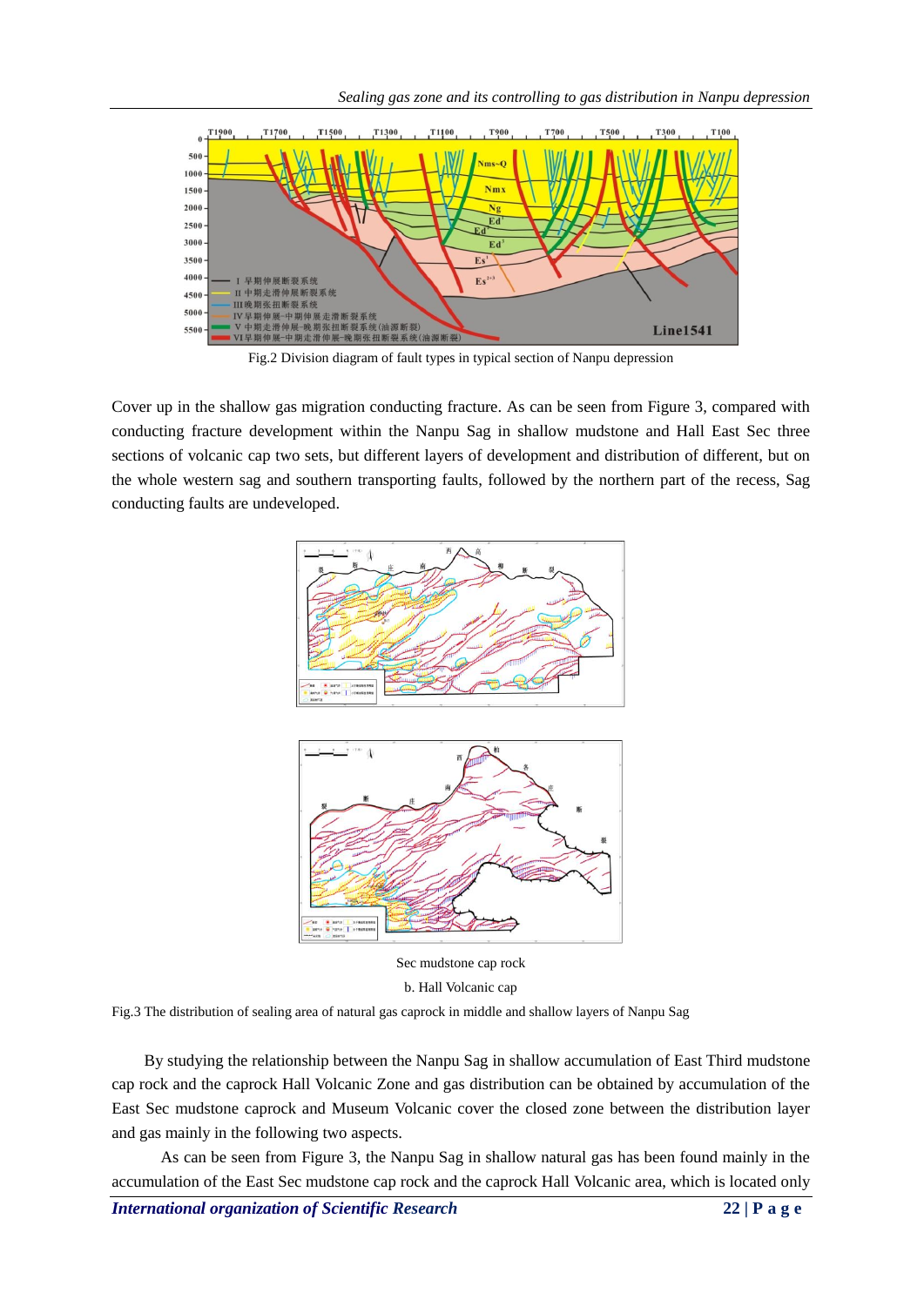Fig.2 Division diagram of fault types in typical section of Nanpu depression

Cover up in the shallow gas migration conducting fracture. As can be seen from Figure 3, compared with conducting fracture development within the Nanpu Sag in shallow mudstone and Hall East Sec three sections of volcanic cap two sets, but different layers of development and distribution of different, but on the whole western sag and southern transporting faults, followed by the northern part of the recess, Sag conducting faults are undeveloped.

Sec mudstone cap rock

b. Hall Volcanic cap

Fig.3 The distribution of sealing area of natural gas caprock in middle and shallow layers of Nanpu Sag

By studying the relationship between the Nanpu Sag in shallow accumulation of East Third mudstone cap rock and the caprock Hall Volcanic Zone and gas distribution can be obtained by accumulation of the East Sec mudstone caprock and Museum Volcanic cover the closed zone between the distribution layer and gas mainly in the following two aspects.

As can be seen from Figure 3, the Nanpu Sag in shallow natural gas has been found mainly in the accumulation of the East Sec mudstone cap rock and the caprock Hall Volcanic area, which is located only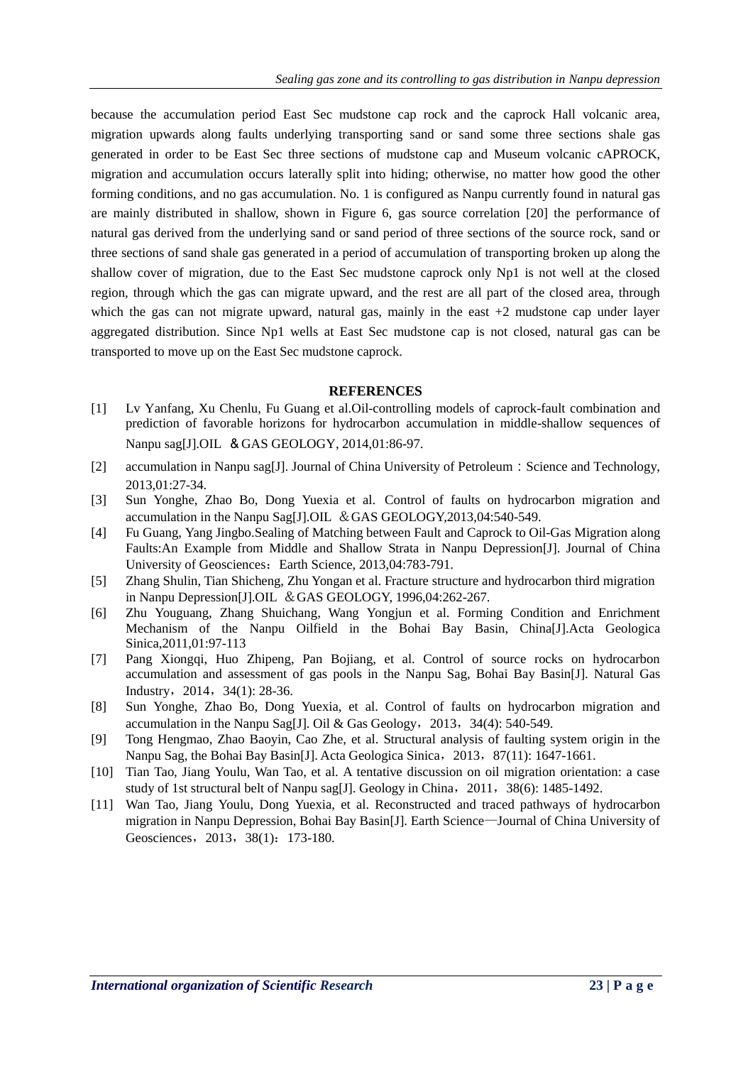because the accumulation period East Sec mudstone cap rock and the caprock Hall volcanic area, migration upwards along faults underlying transporting sand or sand some three sections shale gas generated in order to be East Sec three sections of mudstone cap and Museum volcanic cAPROCK, migration and accumulation occurs laterally split into hiding; otherwise, no matter how good the other forming conditions, and no gas accumulation. No. 1 is configured as Nanpu currently found in natural gas are mainly distributed in shallow, shown in Figure 6, gas source correlation [20] the performance of natural gas derived from the underlying sand or sand period of three sections of the source rock, sand or three sections of sand shale gas generated in a period of accumulation of transporting broken up along the shallow cover of migration, due to the East Sec mudstone caprock only Np1 is not well at the closed region, through which the gas can migrate upward, and the rest are all part of the closed area, through which the gas can not migrate upward, natural gas, mainly in the east +2 mudstone cap under layer aggregated distribution. Since Np1 wells at East Sec mudstone cap is not closed, natural gas can be transported to move up on the East Sec mudstone caprock.

## REFERENCES

[1] Lv Yanfang, Xu Chenlu, Fu Guang et al.Oil-controlling models of caprock-fault combination and prediction of favorable horizons for hydrocarbon accumulation in middle-shallow sequences of Nanpu sag[J].OIL ＆GAS GEOLOGY, 2014,01:86-97.

[2] accumulation in Nanpu sag[J]. Journal of China University of Petroleum：Science and Technology, 2013,01:27-34.

[3] Sun Yonghe, Zhao Bo, Dong Yuexia et al. Control of faults on hydrocarbon migration and accumulation in the Nanpu Sag[J].OIL ＆GAS GEOLOGY,2013,04:540-549.

[4] Fu Guang, Yang Jingbo.Sealing of Matching between Fault and Caprock to Oil-Gas Migration along Faults:An Example from Middle and Shallow Strata in Nanpu Depression[J]. Journal of China University of Geosciences：Earth Science, 2013,04:783-791.

[5] Zhang Shulin, Tian Shicheng, Zhu Yongan et al. Fracture structure and hydrocarbon third migration in Nanpu Depression[J].OIL ＆GAS GEOLOGY, 1996,04:262-267.

[6] Zhu Youguang, Zhang Shuichang, Wang Yongjun et al. Forming Condition and Enrichment Mechanism of the Nanpu Oilfield in the Bohai Bay Basin, China[J].Acta Geologica Sinica,2011,01:97-113

[7] Pang Xiongqi, Huo Zhipeng, Pan Bojiang, et al. Control of source rocks on hydrocarbon accumulation and assessment of gas pools in the Nanpu Sag, Bohai Bay Basin[J]. Natural Gas Industry，2014，34(1): 28-36.

[8] Sun Yonghe, Zhao Bo, Dong Yuexia, et al. Control of faults on hydrocarbon migration and accumulation in the Nanpu Sag[J]. Oil & Gas Geology，2013，34(4): 540-549.

[9] Tong Hengmao, Zhao Baoyin, Cao Zhe, et al. Structural analysis of faulting system origin in the Nanpu Sag, the Bohai Bay Basin[J]. Acta Geologica Sinica，2013，87(11): 1647-1661.

[10] Tian Tao, Jiang Youlu, Wan Tao, et al. A tentative discussion on oil migration orientation: a case study of 1st structural belt of Nanpu sag[J]. Geology in China，2011，38(6): 1485-1492.

[11] Wan Tao, Jiang Youlu, Dong Yuexia, et al. Reconstructed and traced pathways of hydrocarbon migration in Nanpu Depression, Bohai Bay Basin[J]. Earth Science—Journal of China University of Geosciences，2013，38(1)：173-180.